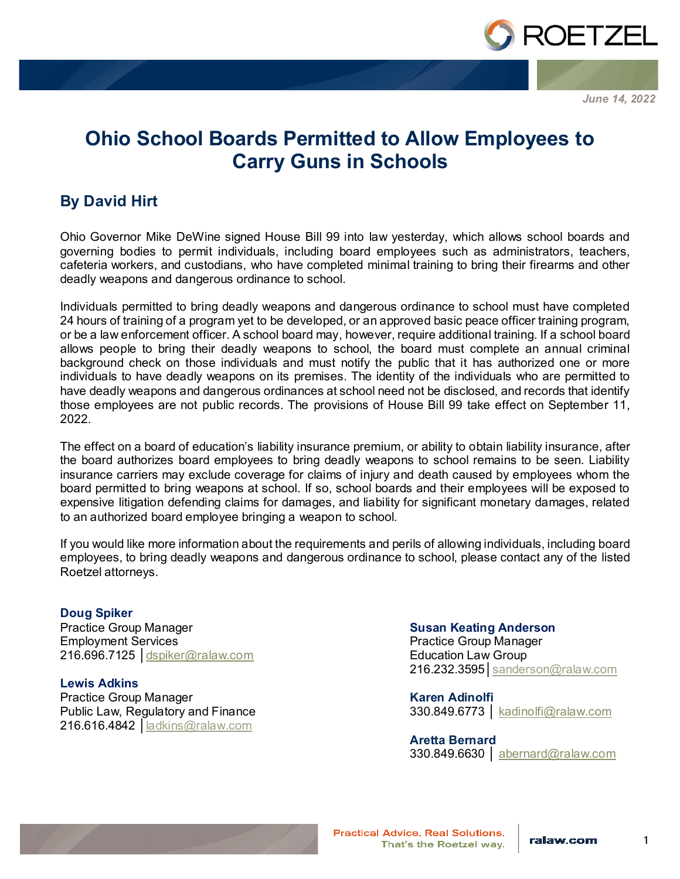June 14, 2022

# Ohio School Boards Permitted to Allow Employees to Carry Guns in Schools

## By David Hirt

Ohio Governor Mike DeWine signed House Bill 99 into law yesterday, which allows school boards and governing bodies to permit individuals, including board employees such as administrators, teachers, cafeteria workers, and custodians, who have completed minimal training to bring their firearms and other deadly weapons and dangerous ordinance to school.

Individuals permitted to bring deadly weapons and dangerous ordinance to school must have completed 24 hours of training of a program yet to be developed, or an approved basic peace officer training program, or be a law enforcement officer. A school board may, however, require additional training. If a school board allows people to bring their deadly weapons to school, the board must complete an annual criminal background check on those individuals and must notify the public that it has authorized one or more individuals to have deadly weapons on its premises. The identity of the individuals who are permitted to have deadly weapons and dangerous ordinances at school need not be disclosed, and records that identify those employees are not public records. The provisions of House Bill 99 take effect on September 11, 2022.

The effect on a board of education's liability insurance premium, or ability to obtain liability insurance, after the board authorizes board employees to bring deadly weapons to school remains to be seen. Liability insurance carriers may exclude coverage for claims of injury and death caused by employees whom the board permitted to bring weapons at school. If so, school boards and their employees will be exposed to expensive litigation defending claims for damages, and liability for significant monetary damages, related to an authorized board employee bringing a weapon to school.

If you would like more information about the requirements and perils of allowing individuals, including board employees, to bring deadly weapons and dangerous ordinance to school, please contact any of the listed Roetzel attorneys.

**Doug Spiker**
Practice Group Manager
Employment Services
216.696.7125 | dspiker@ralaw.com

**Lewis Adkins**
Practice Group Manager
Public Law, Regulatory and Finance
216.616.4842 | ladkins@ralaw.com

**Susan Keating Anderson**
Practice Group Manager
Education Law Group
216.232.3595 | sanderson@ralaw.com

**Karen Adinolfi**
330.849.6773 | kadinolfi@ralaw.com

**Aretta Bernard**
330.849.6630 | abernard@ralaw.com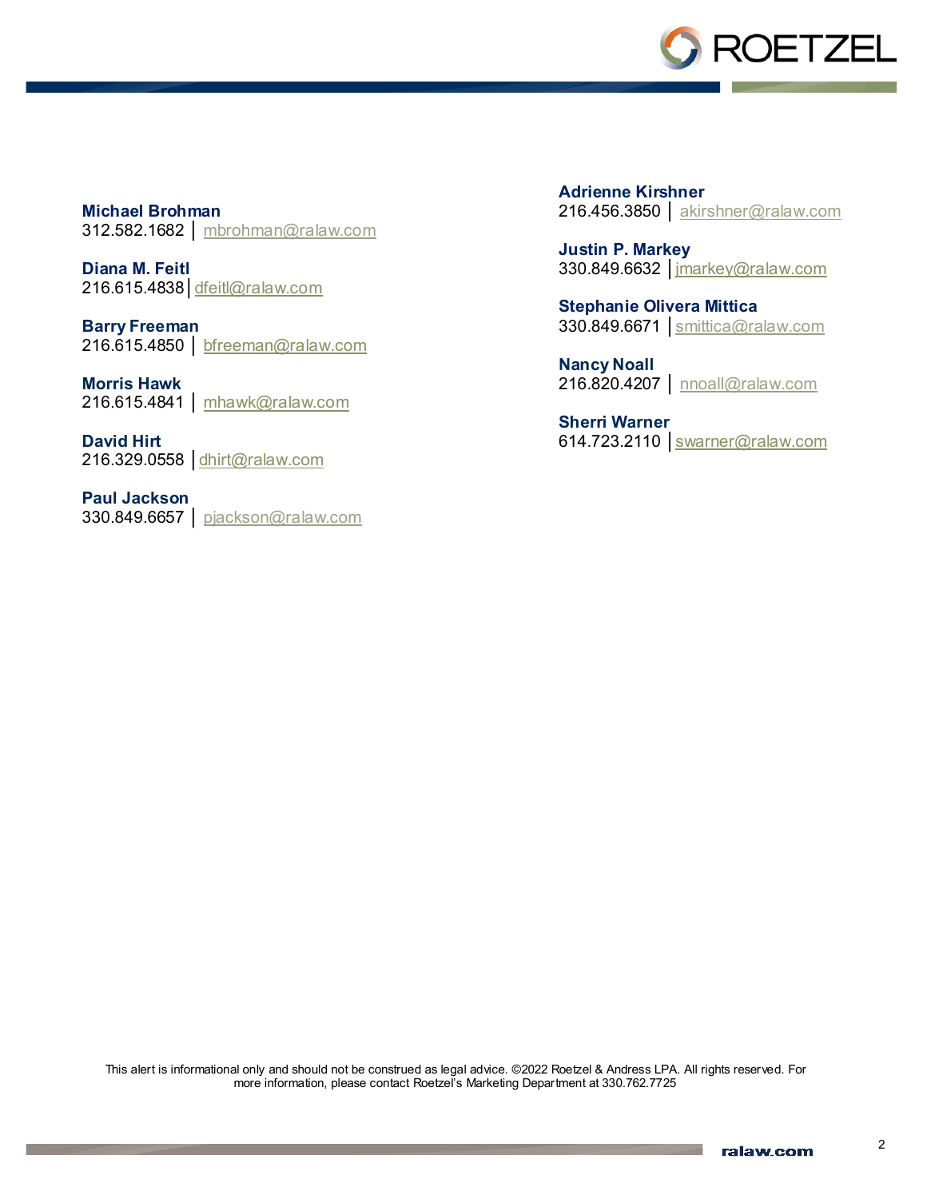**Michael Brohman**
312.582.1682 │ mbrohman@ralaw.com

**Diana M. Feitl**
216.615.4838│dfeitl@ralaw.com

**Barry Freeman**
216.615.4850 │ bfreeman@ralaw.com

**Morris Hawk**
216.615.4841 │ mhawk@ralaw.com

**David Hirt**
216.329.0558 │dhirt@ralaw.com

**Paul Jackson**
330.849.6657 │ pjackson@ralaw.com

**Adrienne Kirshner**
216.456.3850 │ akirshner@ralaw.com

**Justin P. Markey**
330.849.6632 │jmarkey@ralaw.com

**Stephanie Olivera Mittica**
330.849.6671 │smittica@ralaw.com

**Nancy Noall**
216.820.4207 │ nnoall@ralaw.com

**Sherri Warner**
614.723.2110 │swarner@ralaw.com

This alert is informational only and should not be construed as legal advice. ©2022 Roetzel & Andress LPA. All rights reserved. For more information, please contact Roetzel's Marketing Department at 330.762.7725